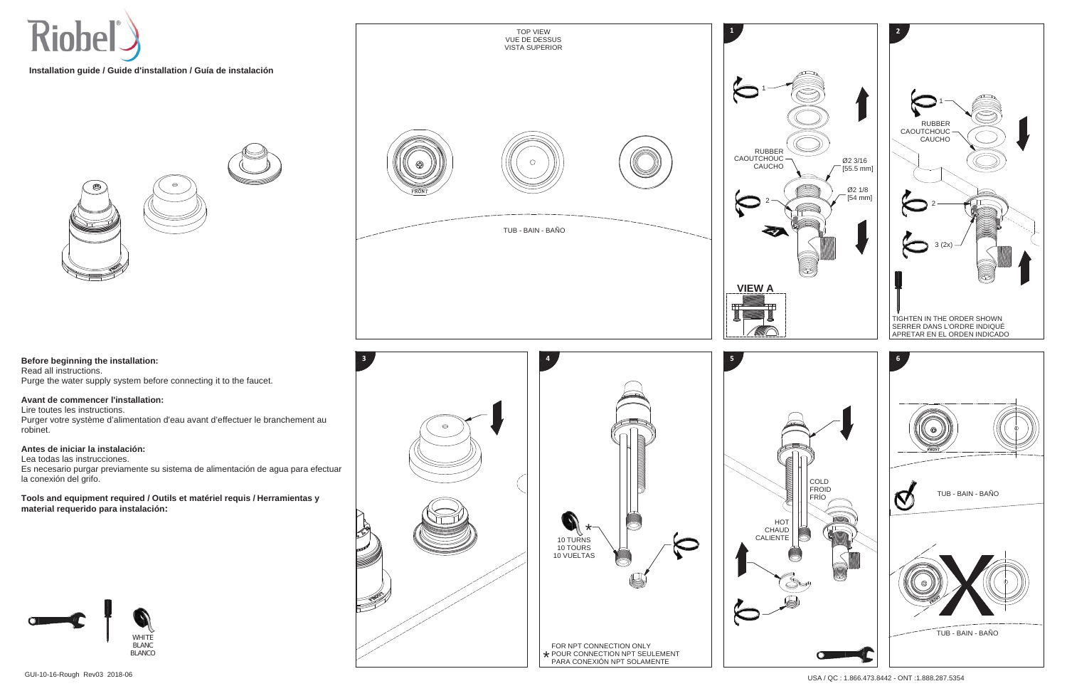# Riobel

**Installation guide / Guide d'installation / Guía de instalación**

**Before beginning the installation:**
Read all instructions.
Purge the water supply system before connecting it to the faucet.

**Avant de commencer l'installation:**
Lire toutes les instructions.
Purger votre système d'alimentation d'eau avant d'effectuer le branchement au robinet.

**Antes de iniciar la instalación:**
Lea todas las instrucciones.
Es necesario purgar previamente su sistema de alimentación de agua para efectuar la conexión del grifo.

**Tools and equipment required / Outils et matériel requis / Herramientas y material requerido para instalación:**

WHITE
BLANC
BLANCO

TOP VIEW
VUE DE DESSUS
VISTA SUPERIOR

FRONT

TUB - BAIN - BAÑO

**1**

1

RUBBER
CAOUTCHOUC
CAUCHO

Ø2 3/16
[55.5 mm]

Ø2 1/8
[54 mm]

2

**VIEW A**

**2**

1

RUBBER
CAOUTCHOUC
CAUCHO

2

3 (2x)

TIGHTEN IN THE ORDER SHOWN
SERRER DANS L'ORDRE INDIQUÉ
APRETAR EN EL ORDEN INDICADO

**3**

**4**

10 TURNS
10 TOURS
10 VUELTAS

\* FOR NPT CONNECTION ONLY
POUR CONNECTION NPT SEULEMENT
PARA CONEXIÓN NPT SOLAMENTE

**5**

COLD
FROID
FRÍO

HOT
CHAUD
CALIENTE

**6**

FRONT

TUB - BAIN - BAÑO

TUB - BAIN - BAÑO

GUI-10-16-Rough Rev03 2018-06

USA / QC : 1.866.473.8442 - ONT :1.888.287.5354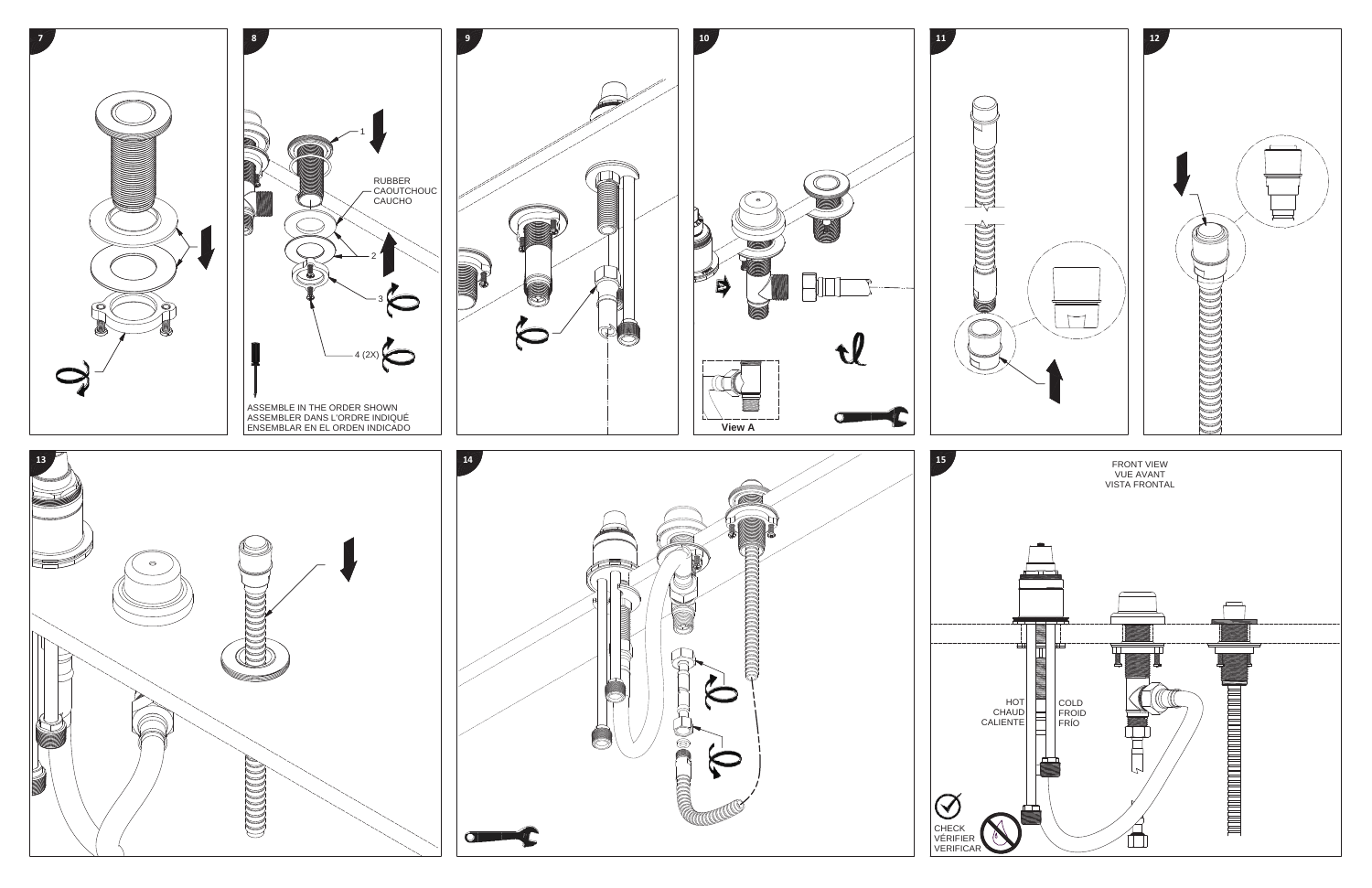7

8

1

RUBBER
CAOUTCHOUC
CAUCHO

2

3

4 (2X)

ASSEMBLE IN THE ORDER SHOWN
ASSEMBLER DANS L'ORDRE INDIQUÉ
ENSEMBLAR EN EL ORDEN INDICADO

9

10

View A

11

12

13

14

15

FRONT VIEW
VUE AVANT
VISTA FRONTAL

HOT
CHAUD
CALIENTE

COLD
FROID
FRÍO

CHECK
VÉRIFIER
VERIFICAR